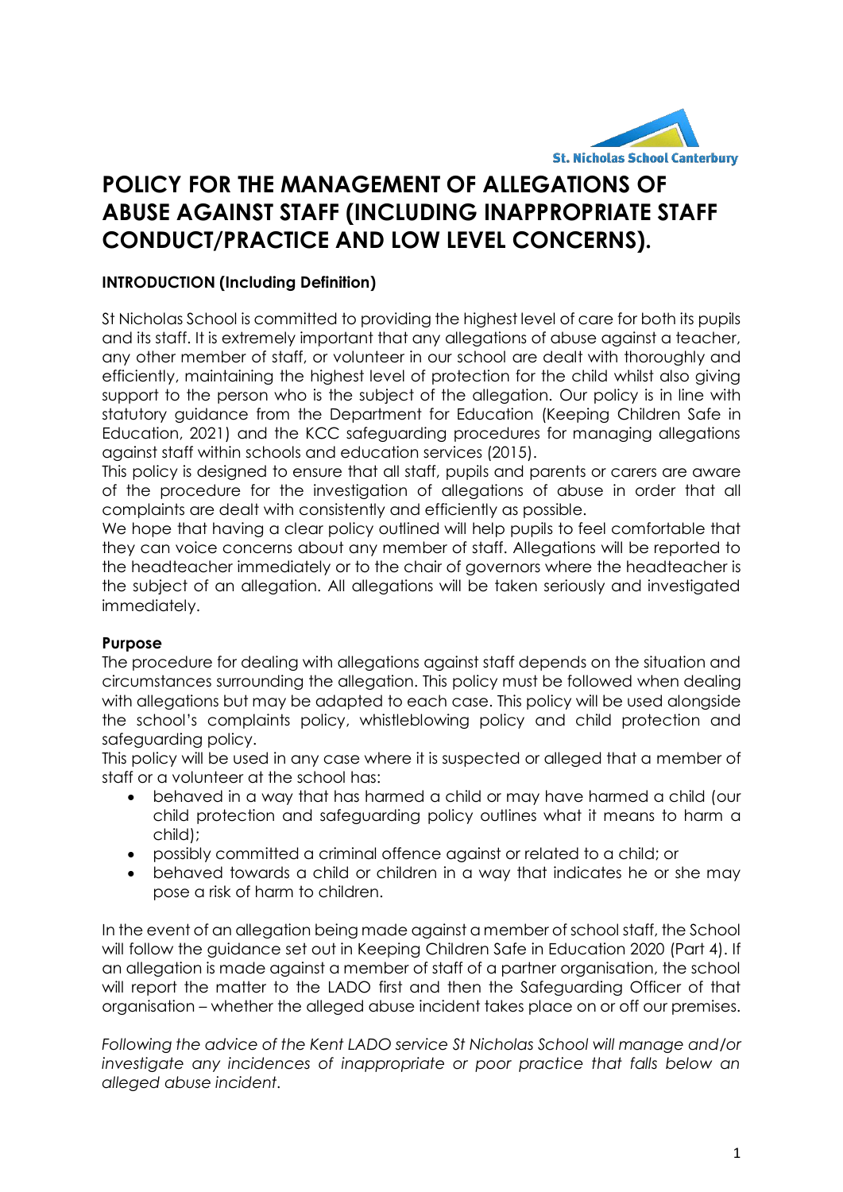# POLICY FOR THE MANAGEMENT OF ALLEGATIONS OF ABUSE AGAINST STAFF (INCLUDING INAPPROPRIATE STAFF CONDUCT/PRACTICE AND LOW LEVEL CONCERNS).

**INTRODUCTION (Including Definition)**

St Nicholas School is committed to providing the highest level of care for both its pupils and its staff. It is extremely important that any allegations of abuse against a teacher, any other member of staff, or volunteer in our school are dealt with thoroughly and efficiently, maintaining the highest level of protection for the child whilst also giving support to the person who is the subject of the allegation. Our policy is in line with statutory guidance from the Department for Education (Keeping Children Safe in Education, 2021) and the KCC safeguarding procedures for managing allegations against staff within schools and education services (2015).

This policy is designed to ensure that all staff, pupils and parents or carers are aware of the procedure for the investigation of allegations of abuse in order that all complaints are dealt with consistently and efficiently as possible.

We hope that having a clear policy outlined will help pupils to feel comfortable that they can voice concerns about any member of staff. Allegations will be reported to the headteacher immediately or to the chair of governors where the headteacher is the subject of an allegation. All allegations will be taken seriously and investigated immediately.

**Purpose**

The procedure for dealing with allegations against staff depends on the situation and circumstances surrounding the allegation. This policy must be followed when dealing with allegations but may be adapted to each case. This policy will be used alongside the school's complaints policy, whistleblowing policy and child protection and safeguarding policy.

This policy will be used in any case where it is suspected or alleged that a member of staff or a volunteer at the school has:

- behaved in a way that has harmed a child or may have harmed a child (our child protection and safeguarding policy outlines what it means to harm a child);
- possibly committed a criminal offence against or related to a child; or
- behaved towards a child or children in a way that indicates he or she may pose a risk of harm to children.

In the event of an allegation being made against a member of school staff, the School will follow the guidance set out in Keeping Children Safe in Education 2020 (Part 4). If an allegation is made against a member of staff of a partner organisation, the school will report the matter to the LADO first and then the Safeguarding Officer of that organisation – whether the alleged abuse incident takes place on or off our premises.

*Following the advice of the Kent LADO service St Nicholas School will manage and/or investigate any incidences of inappropriate or poor practice that falls below an alleged abuse incident.*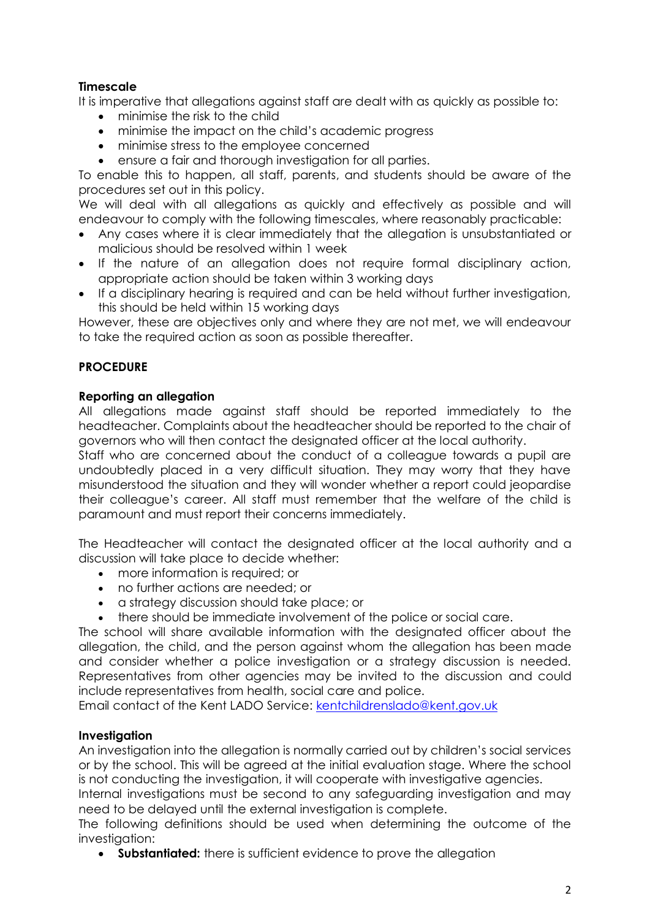**Timescale**

It is imperative that allegations against staff are dealt with as quickly as possible to:

- minimise the risk to the child
- minimise the impact on the child's academic progress
- minimise stress to the employee concerned
- ensure a fair and thorough investigation for all parties.

To enable this to happen, all staff, parents, and students should be aware of the procedures set out in this policy.

We will deal with all allegations as quickly and effectively as possible and will endeavour to comply with the following timescales, where reasonably practicable:

- Any cases where it is clear immediately that the allegation is unsubstantiated or malicious should be resolved within 1 week
- If the nature of an allegation does not require formal disciplinary action, appropriate action should be taken within 3 working days
- If a disciplinary hearing is required and can be held without further investigation, this should be held within 15 working days

However, these are objectives only and where they are not met, we will endeavour to take the required action as soon as possible thereafter.

**PROCEDURE**

**Reporting an allegation**

All allegations made against staff should be reported immediately to the headteacher. Complaints about the headteacher should be reported to the chair of governors who will then contact the designated officer at the local authority.

Staff who are concerned about the conduct of a colleague towards a pupil are undoubtedly placed in a very difficult situation. They may worry that they have misunderstood the situation and they will wonder whether a report could jeopardise their colleague's career. All staff must remember that the welfare of the child is paramount and must report their concerns immediately.

The Headteacher will contact the designated officer at the local authority and a discussion will take place to decide whether:

- more information is required; or
- no further actions are needed; or
- a strategy discussion should take place; or
- there should be immediate involvement of the police or social care.

The school will share available information with the designated officer about the allegation, the child, and the person against whom the allegation has been made and consider whether a police investigation or a strategy discussion is needed. Representatives from other agencies may be invited to the discussion and could include representatives from health, social care and police.

Email contact of the Kent LADO Service: kentchildrenslado@kent.gov.uk

**Investigation**

An investigation into the allegation is normally carried out by children's social services or by the school. This will be agreed at the initial evaluation stage. Where the school is not conducting the investigation, it will cooperate with investigative agencies.

Internal investigations must be second to any safeguarding investigation and may need to be delayed until the external investigation is complete.

The following definitions should be used when determining the outcome of the investigation:

- **Substantiated:** there is sufficient evidence to prove the allegation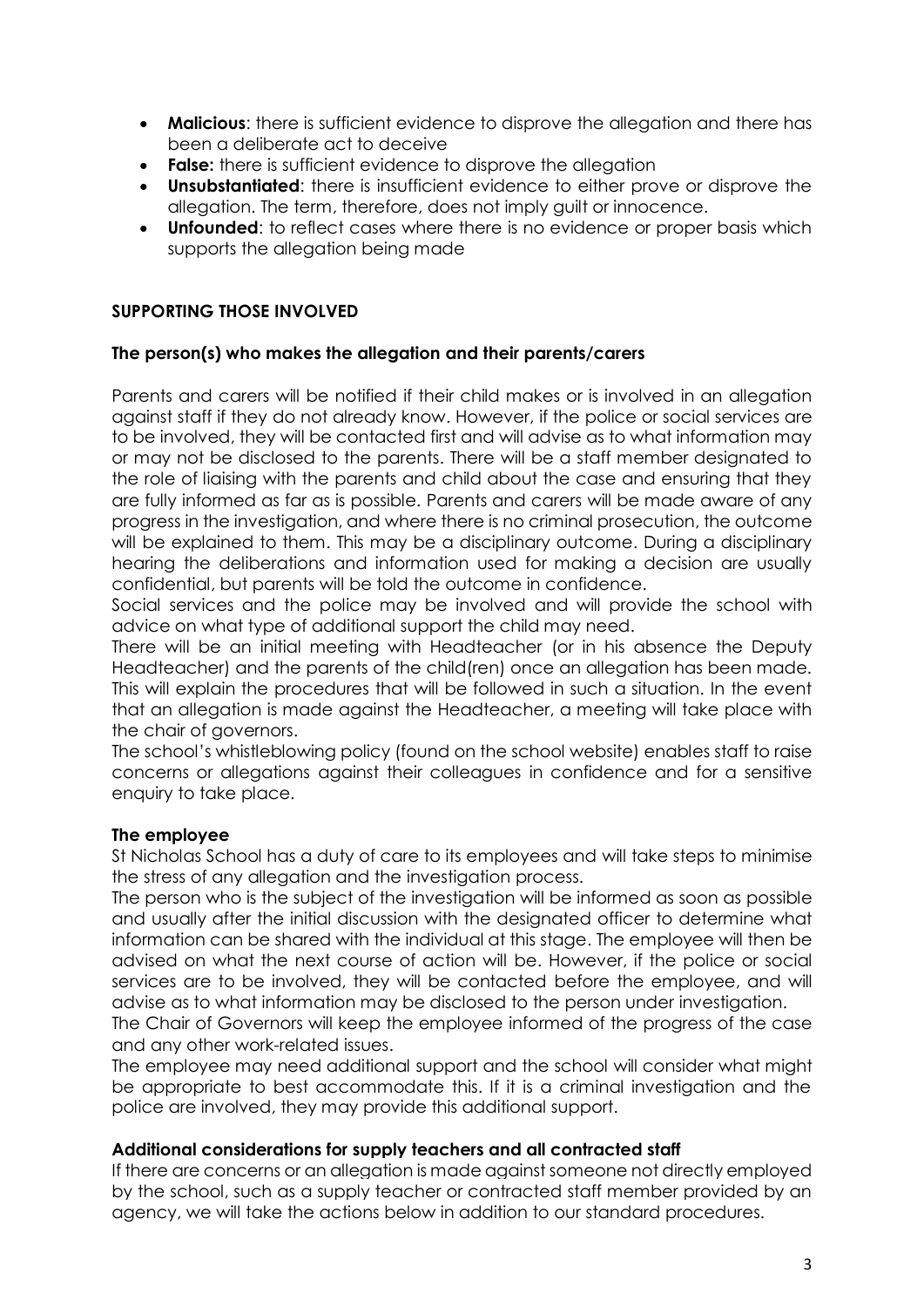- **Malicious**: there is sufficient evidence to disprove the allegation and there has been a deliberate act to deceive
- **False:** there is sufficient evidence to disprove the allegation
- **Unsubstantiated**: there is insufficient evidence to either prove or disprove the allegation. The term, therefore, does not imply guilt or innocence.
- **Unfounded**: to reflect cases where there is no evidence or proper basis which supports the allegation being made

## SUPPORTING THOSE INVOLVED

### The person(s) who makes the allegation and their parents/carers

Parents and carers will be notified if their child makes or is involved in an allegation against staff if they do not already know. However, if the police or social services are to be involved, they will be contacted first and will advise as to what information may or may not be disclosed to the parents. There will be a staff member designated to the role of liaising with the parents and child about the case and ensuring that they are fully informed as far as is possible. Parents and carers will be made aware of any progress in the investigation, and where there is no criminal prosecution, the outcome will be explained to them. This may be a disciplinary outcome. During a disciplinary hearing the deliberations and information used for making a decision are usually confidential, but parents will be told the outcome in confidence.

Social services and the police may be involved and will provide the school with advice on what type of additional support the child may need.

There will be an initial meeting with Headteacher (or in his absence the Deputy Headteacher) and the parents of the child(ren) once an allegation has been made. This will explain the procedures that will be followed in such a situation. In the event that an allegation is made against the Headteacher, a meeting will take place with the chair of governors.

The school's whistleblowing policy (found on the school website) enables staff to raise concerns or allegations against their colleagues in confidence and for a sensitive enquiry to take place.

### The employee

St Nicholas School has a duty of care to its employees and will take steps to minimise the stress of any allegation and the investigation process.

The person who is the subject of the investigation will be informed as soon as possible and usually after the initial discussion with the designated officer to determine what information can be shared with the individual at this stage. The employee will then be advised on what the next course of action will be. However, if the police or social services are to be involved, they will be contacted before the employee, and will advise as to what information may be disclosed to the person under investigation.

The Chair of Governors will keep the employee informed of the progress of the case and any other work-related issues.

The employee may need additional support and the school will consider what might be appropriate to best accommodate this. If it is a criminal investigation and the police are involved, they may provide this additional support.

### Additional considerations for supply teachers and all contracted staff

If there are concerns or an allegation is made against someone not directly employed by the school, such as a supply teacher or contracted staff member provided by an agency, we will take the actions below in addition to our standard procedures.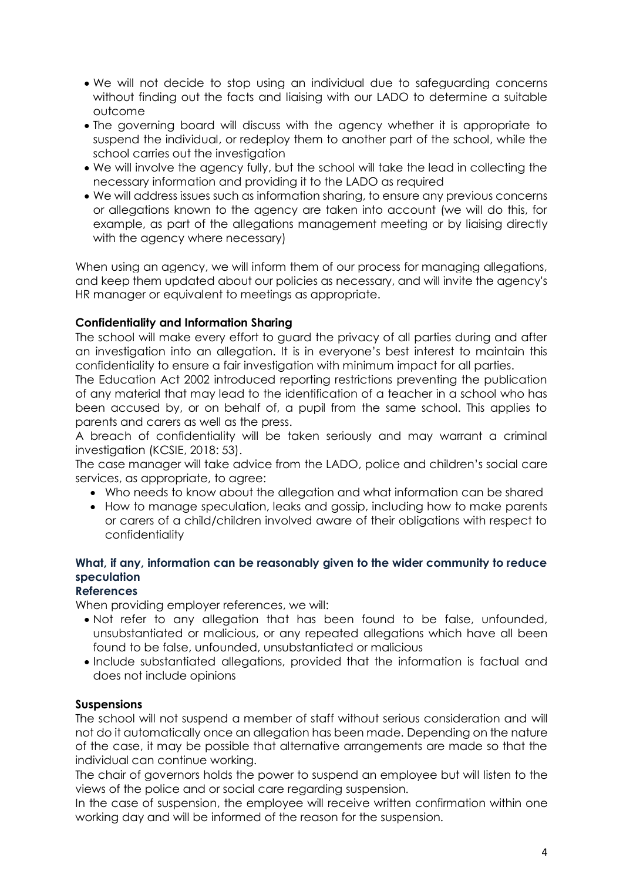- We will not decide to stop using an individual due to safeguarding concerns without finding out the facts and liaising with our LADO to determine a suitable outcome
- The governing board will discuss with the agency whether it is appropriate to suspend the individual, or redeploy them to another part of the school, while the school carries out the investigation
- We will involve the agency fully, but the school will take the lead in collecting the necessary information and providing it to the LADO as required
- We will address issues such as information sharing, to ensure any previous concerns or allegations known to the agency are taken into account (we will do this, for example, as part of the allegations management meeting or by liaising directly with the agency where necessary)

When using an agency, we will inform them of our process for managing allegations, and keep them updated about our policies as necessary, and will invite the agency's HR manager or equivalent to meetings as appropriate.

**Confidentiality and Information Sharing**

The school will make every effort to guard the privacy of all parties during and after an investigation into an allegation. It is in everyone's best interest to maintain this confidentiality to ensure a fair investigation with minimum impact for all parties.

The Education Act 2002 introduced reporting restrictions preventing the publication of any material that may lead to the identification of a teacher in a school who has been accused by, or on behalf of, a pupil from the same school. This applies to parents and carers as well as the press.

A breach of confidentiality will be taken seriously and may warrant a criminal investigation (KCSIE, 2018: 53).

The case manager will take advice from the LADO, police and children's social care services, as appropriate, to agree:

- Who needs to know about the allegation and what information can be shared
- How to manage speculation, leaks and gossip, including how to make parents or carers of a child/children involved aware of their obligations with respect to confidentiality

**What, if any, information can be reasonably given to the wider community to reduce speculation**

**References**

When providing employer references, we will:

- Not refer to any allegation that has been found to be false, unfounded, unsubstantiated or malicious, or any repeated allegations which have all been found to be false, unfounded, unsubstantiated or malicious
- Include substantiated allegations, provided that the information is factual and does not include opinions

**Suspensions**

The school will not suspend a member of staff without serious consideration and will not do it automatically once an allegation has been made. Depending on the nature of the case, it may be possible that alternative arrangements are made so that the individual can continue working.

The chair of governors holds the power to suspend an employee but will listen to the views of the police and or social care regarding suspension.

In the case of suspension, the employee will receive written confirmation within one working day and will be informed of the reason for the suspension.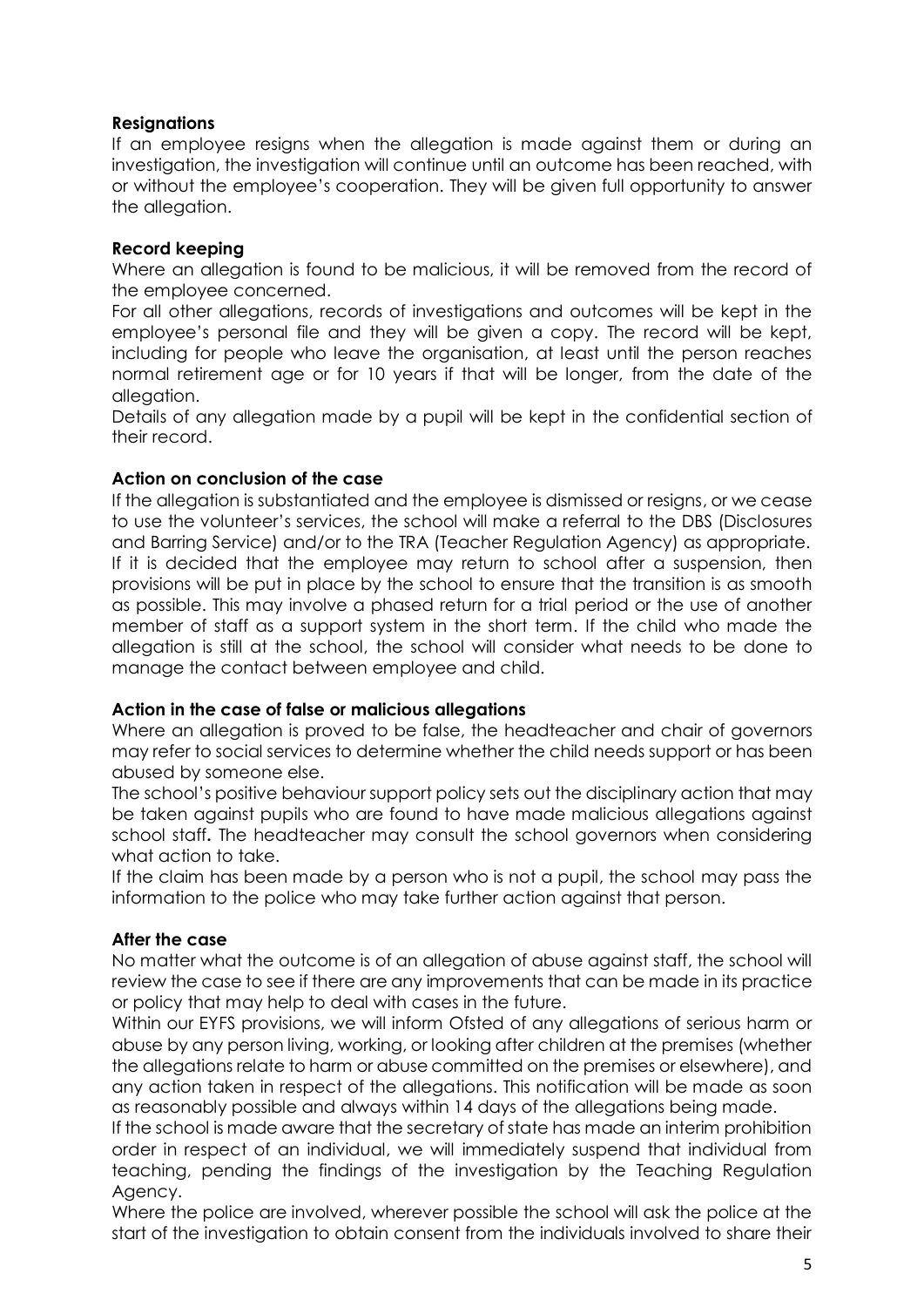**Resignations**

If an employee resigns when the allegation is made against them or during an investigation, the investigation will continue until an outcome has been reached, with or without the employee's cooperation. They will be given full opportunity to answer the allegation.

**Record keeping**

Where an allegation is found to be malicious, it will be removed from the record of the employee concerned.

For all other allegations, records of investigations and outcomes will be kept in the employee's personal file and they will be given a copy. The record will be kept, including for people who leave the organisation, at least until the person reaches normal retirement age or for 10 years if that will be longer, from the date of the allegation.

Details of any allegation made by a pupil will be kept in the confidential section of their record.

**Action on conclusion of the case**

If the allegation is substantiated and the employee is dismissed or resigns, or we cease to use the volunteer's services, the school will make a referral to the DBS (Disclosures and Barring Service) and/or to the TRA (Teacher Regulation Agency) as appropriate.

If it is decided that the employee may return to school after a suspension, then provisions will be put in place by the school to ensure that the transition is as smooth as possible. This may involve a phased return for a trial period or the use of another member of staff as a support system in the short term. If the child who made the allegation is still at the school, the school will consider what needs to be done to manage the contact between employee and child.

**Action in the case of false or malicious allegations**

Where an allegation is proved to be false, the headteacher and chair of governors may refer to social services to determine whether the child needs support or has been abused by someone else.

The school's positive behaviour support policy sets out the disciplinary action that may be taken against pupils who are found to have made malicious allegations against school staff**.** The headteacher may consult the school governors when considering what action to take.

If the claim has been made by a person who is not a pupil, the school may pass the information to the police who may take further action against that person.

**After the case**

No matter what the outcome is of an allegation of abuse against staff, the school will review the case to see if there are any improvements that can be made in its practice or policy that may help to deal with cases in the future.

Within our EYFS provisions, we will inform Ofsted of any allegations of serious harm or abuse by any person living, working, or looking after children at the premises (whether the allegations relate to harm or abuse committed on the premises or elsewhere), and any action taken in respect of the allegations. This notification will be made as soon as reasonably possible and always within 14 days of the allegations being made.

If the school is made aware that the secretary of state has made an interim prohibition order in respect of an individual, we will immediately suspend that individual from teaching, pending the findings of the investigation by the Teaching Regulation Agency.

Where the police are involved, wherever possible the school will ask the police at the start of the investigation to obtain consent from the individuals involved to share their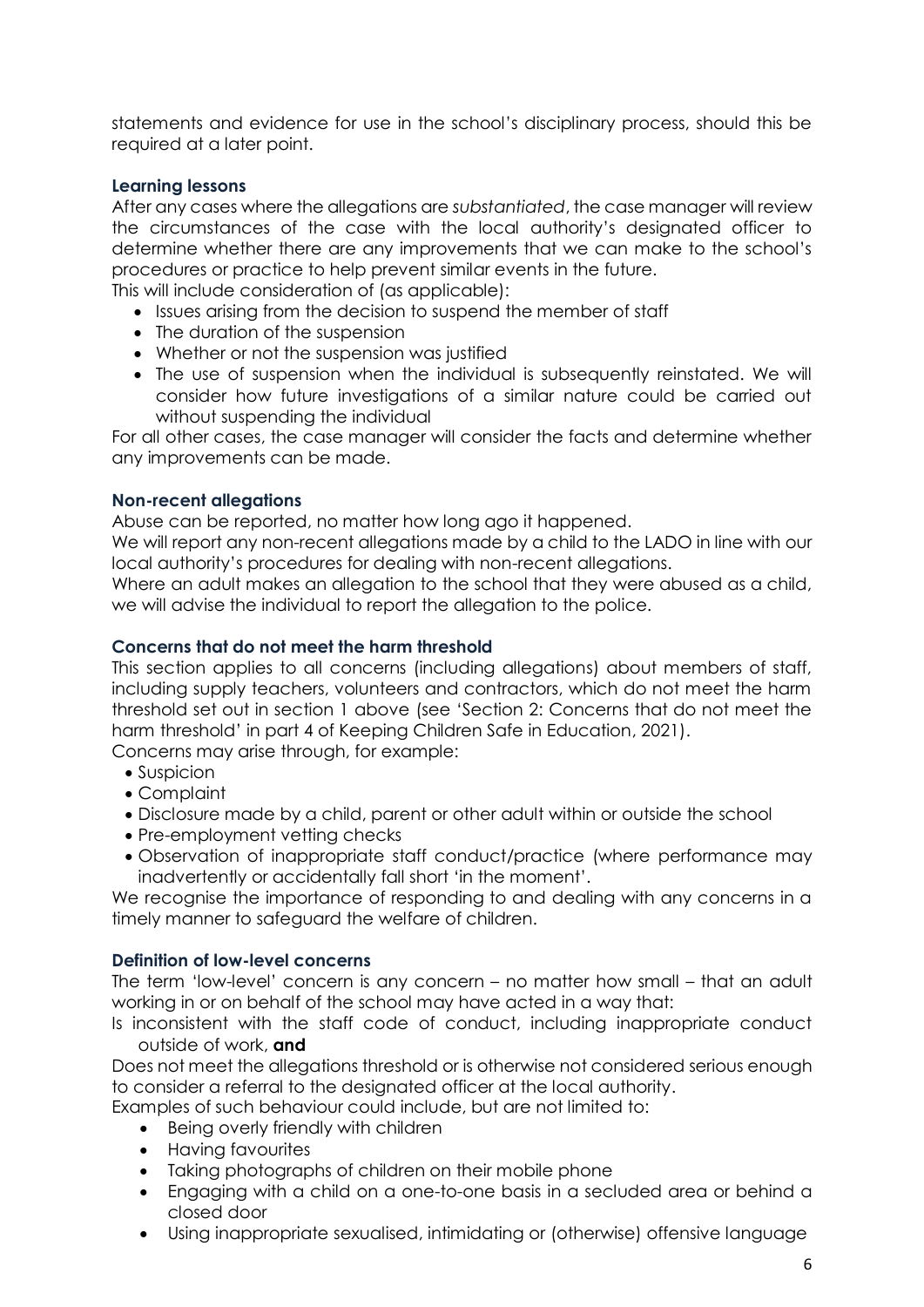statements and evidence for use in the school's disciplinary process, should this be required at a later point.

### Learning lessons

After any cases where the allegations are *substantiated*, the case manager will review the circumstances of the case with the local authority's designated officer to determine whether there are any improvements that we can make to the school's procedures or practice to help prevent similar events in the future.

This will include consideration of (as applicable):

- Issues arising from the decision to suspend the member of staff
- The duration of the suspension
- Whether or not the suspension was justified
- The use of suspension when the individual is subsequently reinstated. We will consider how future investigations of a similar nature could be carried out without suspending the individual

For all other cases, the case manager will consider the facts and determine whether any improvements can be made.

### Non-recent allegations

Abuse can be reported, no matter how long ago it happened.

We will report any non-recent allegations made by a child to the LADO in line with our local authority's procedures for dealing with non-recent allegations.

Where an adult makes an allegation to the school that they were abused as a child, we will advise the individual to report the allegation to the police.

### Concerns that do not meet the harm threshold

This section applies to all concerns (including allegations) about members of staff, including supply teachers, volunteers and contractors, which do not meet the harm threshold set out in section 1 above (see 'Section 2: Concerns that do not meet the harm threshold' in part 4 of Keeping Children Safe in Education, 2021).

Concerns may arise through, for example:

- Suspicion
- Complaint
- Disclosure made by a child, parent or other adult within or outside the school
- Pre-employment vetting checks
- Observation of inappropriate staff conduct/practice (where performance may inadvertently or accidentally fall short 'in the moment'.

We recognise the importance of responding to and dealing with any concerns in a timely manner to safeguard the welfare of children.

### Definition of low-level concerns

The term 'low-level' concern is any concern – no matter how small – that an adult working in or on behalf of the school may have acted in a way that:

Is inconsistent with the staff code of conduct, including inappropriate conduct outside of work, **and**

Does not meet the allegations threshold or is otherwise not considered serious enough to consider a referral to the designated officer at the local authority.

Examples of such behaviour could include, but are not limited to:

- Being overly friendly with children
- Having favourites
- Taking photographs of children on their mobile phone
- Engaging with a child on a one-to-one basis in a secluded area or behind a closed door
- Using inappropriate sexualised, intimidating or (otherwise) offensive language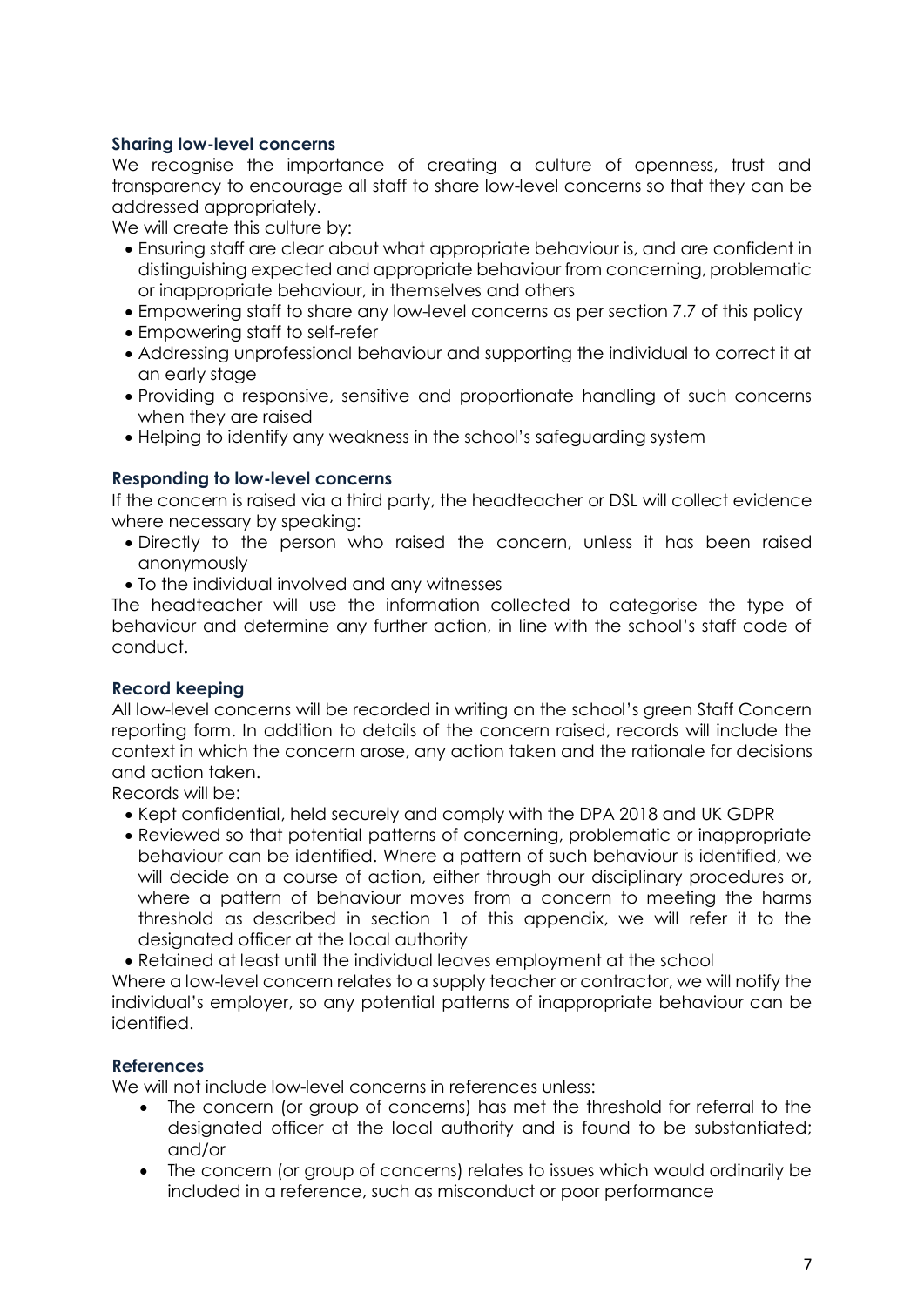### Sharing low-level concerns

We recognise the importance of creating a culture of openness, trust and transparency to encourage all staff to share low-level concerns so that they can be addressed appropriately.

We will create this culture by:

- Ensuring staff are clear about what appropriate behaviour is, and are confident in distinguishing expected and appropriate behaviour from concerning, problematic or inappropriate behaviour, in themselves and others
- Empowering staff to share any low-level concerns as per section 7.7 of this policy
- Empowering staff to self-refer
- Addressing unprofessional behaviour and supporting the individual to correct it at an early stage
- Providing a responsive, sensitive and proportionate handling of such concerns when they are raised
- Helping to identify any weakness in the school's safeguarding system

### Responding to low-level concerns

If the concern is raised via a third party, the headteacher or DSL will collect evidence where necessary by speaking:

- Directly to the person who raised the concern, unless it has been raised anonymously
- To the individual involved and any witnesses

The headteacher will use the information collected to categorise the type of behaviour and determine any further action, in line with the school's staff code of conduct.

### Record keeping

All low-level concerns will be recorded in writing on the school's green Staff Concern reporting form. In addition to details of the concern raised, records will include the context in which the concern arose, any action taken and the rationale for decisions and action taken.

Records will be:

- Kept confidential, held securely and comply with the DPA 2018 and UK GDPR
- Reviewed so that potential patterns of concerning, problematic or inappropriate behaviour can be identified. Where a pattern of such behaviour is identified, we will decide on a course of action, either through our disciplinary procedures or, where a pattern of behaviour moves from a concern to meeting the harms threshold as described in section 1 of this appendix, we will refer it to the designated officer at the local authority
- Retained at least until the individual leaves employment at the school

Where a low-level concern relates to a supply teacher or contractor, we will notify the individual's employer, so any potential patterns of inappropriate behaviour can be identified.

### References

We will not include low-level concerns in references unless:

- The concern (or group of concerns) has met the threshold for referral to the designated officer at the local authority and is found to be substantiated; and/or
- The concern (or group of concerns) relates to issues which would ordinarily be included in a reference, such as misconduct or poor performance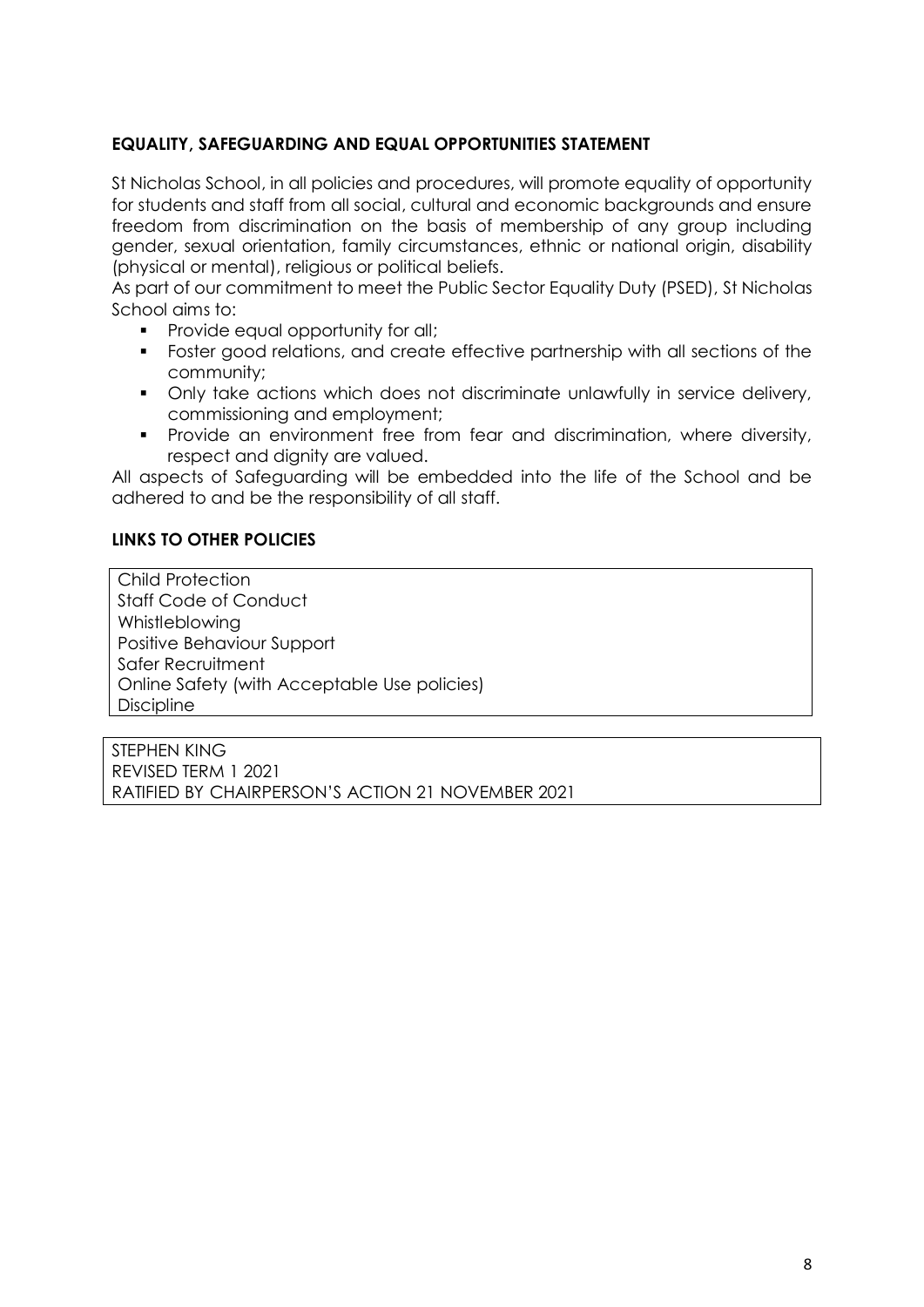**EQUALITY, SAFEGUARDING AND EQUAL OPPORTUNITIES STATEMENT**

St Nicholas School, in all policies and procedures, will promote equality of opportunity for students and staff from all social, cultural and economic backgrounds and ensure freedom from discrimination on the basis of membership of any group including gender, sexual orientation, family circumstances, ethnic or national origin, disability (physical or mental), religious or political beliefs.

As part of our commitment to meet the Public Sector Equality Duty (PSED), St Nicholas School aims to:

- Provide equal opportunity for all;
- Foster good relations, and create effective partnership with all sections of the community;
- Only take actions which does not discriminate unlawfully in service delivery, commissioning and employment;
- Provide an environment free from fear and discrimination, where diversity, respect and dignity are valued.

All aspects of Safeguarding will be embedded into the life of the School and be adhered to and be the responsibility of all staff.

**LINKS TO OTHER POLICIES**

Child Protection
Staff Code of Conduct
Whistleblowing
Positive Behaviour Support
Safer Recruitment
Online Safety (with Acceptable Use policies)
Discipline

STEPHEN KING
REVISED TERM 1 2021
RATIFIED BY CHAIRPERSON'S ACTION 21 NOVEMBER 2021